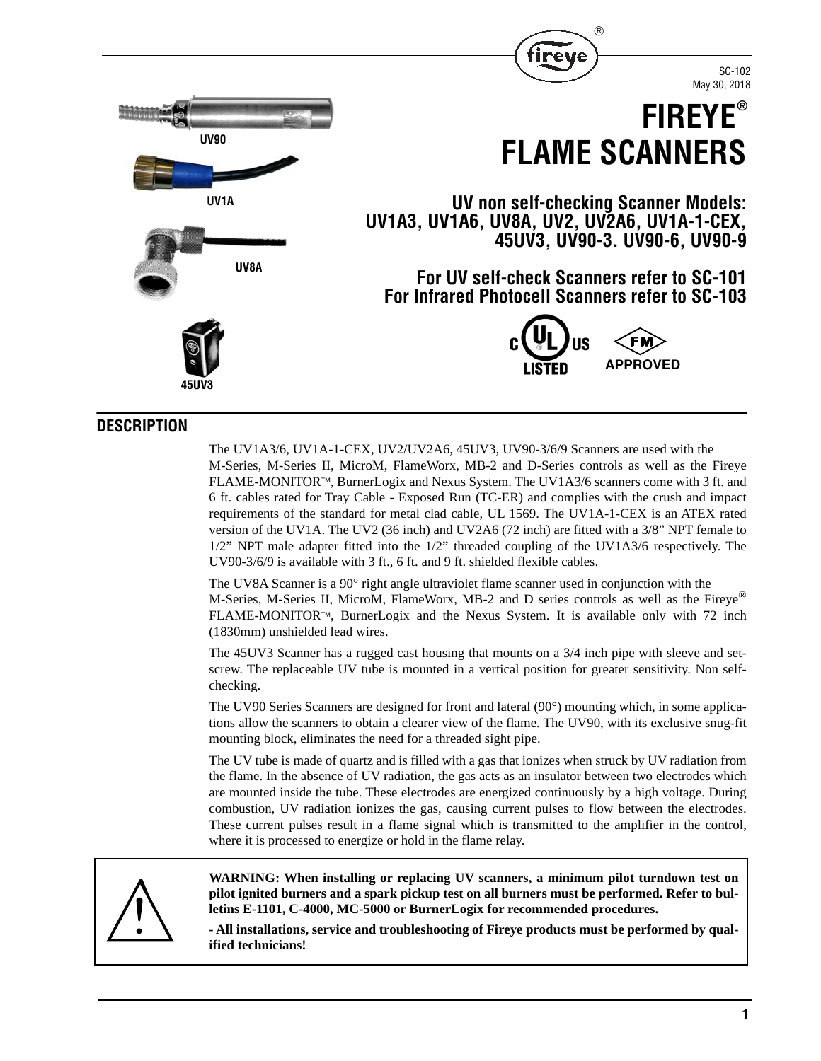SC-102
May 30, 2018

# FIREYE® FLAME SCANNERS

UV90

UV1A

UV8A

45UV3

## UV non self-checking Scanner Models: UV1A3, UV1A6, UV8A, UV2, UV2A6, UV1A-1-CEX, 45UV3, UV90-3. UV90-6, UV90-9

## For UV self-check Scanners refer to SC-101
## For Infrared Photocell Scanners refer to SC-103

c UL US LISTED    FM APPROVED

## DESCRIPTION

The UV1A3/6, UV1A-1-CEX, UV2/UV2A6, 45UV3, UV90-3/6/9 Scanners are used with the M-Series, M-Series II, MicroM, FlameWorx, MB-2 and D-Series controls as well as the Fireye FLAME-MONITOR™, BurnerLogix and Nexus System. The UV1A3/6 scanners come with 3 ft. and 6 ft. cables rated for Tray Cable - Exposed Run (TC-ER) and complies with the crush and impact requirements of the standard for metal clad cable, UL 1569. The UV1A-1-CEX is an ATEX rated version of the UV1A. The UV2 (36 inch) and UV2A6 (72 inch) are fitted with a 3/8" NPT female to 1/2" NPT male adapter fitted into the 1/2" threaded coupling of the UV1A3/6 respectively. The UV90-3/6/9 is available with 3 ft., 6 ft. and 9 ft. shielded flexible cables.

The UV8A Scanner is a 90° right angle ultraviolet flame scanner used in conjunction with the M-Series, M-Series II, MicroM, FlameWorx, MB-2 and D series controls as well as the Fireye® FLAME-MONITOR™, BurnerLogix and the Nexus System. It is available only with 72 inch (1830mm) unshielded lead wires.

The 45UV3 Scanner has a rugged cast housing that mounts on a 3/4 inch pipe with sleeve and setscrew. The replaceable UV tube is mounted in a vertical position for greater sensitivity. Non self-checking.

The UV90 Series Scanners are designed for front and lateral (90°) mounting which, in some applications allow the scanners to obtain a clearer view of the flame. The UV90, with its exclusive snug-fit mounting block, eliminates the need for a threaded sight pipe.

The UV tube is made of quartz and is filled with a gas that ionizes when struck by UV radiation from the flame. In the absence of UV radiation, the gas acts as an insulator between two electrodes which are mounted inside the tube. These electrodes are energized continuously by a high voltage. During combustion, UV radiation ionizes the gas, causing current pulses to flow between the electrodes. These current pulses result in a flame signal which is transmitted to the amplifier in the control, where it is processed to energize or hold in the flame relay.

> **WARNING: When installing or replacing UV scanners, a minimum pilot turndown test on pilot ignited burners and a spark pickup test on all burners must be performed. Refer to bulletins E-1101, C-4000, MC-5000 or BurnerLogix for recommended procedures.**
>
> **- All installations, service and troubleshooting of Fireye products must be performed by qualified technicians!**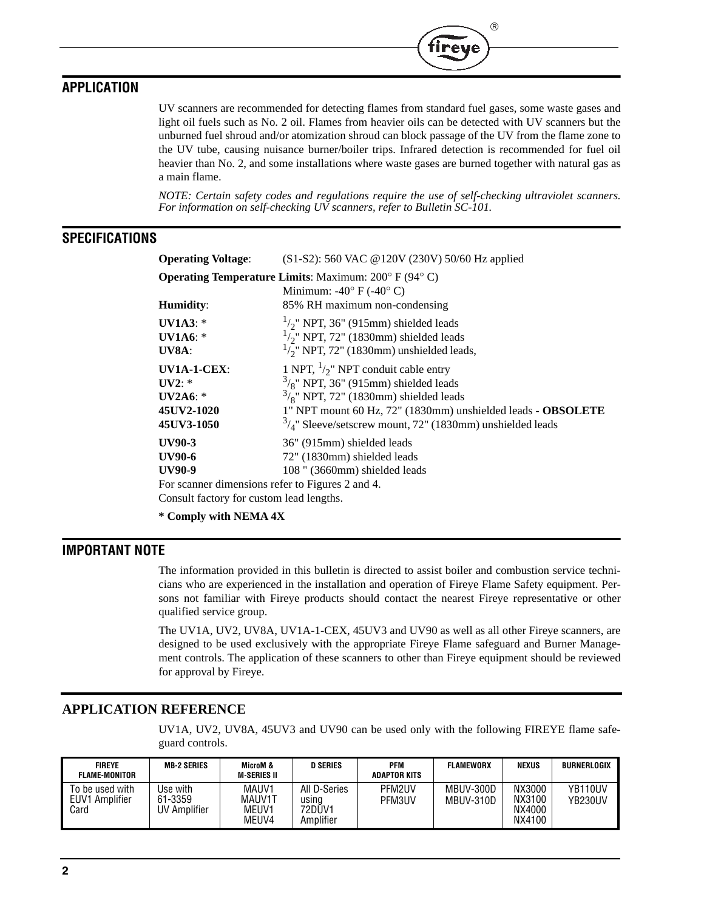## APPLICATION

UV scanners are recommended for detecting flames from standard fuel gases, some waste gases and light oil fuels such as No. 2 oil. Flames from heavier oils can be detected with UV scanners but the unburned fuel shroud and/or atomization shroud can block passage of the UV from the flame zone to the UV tube, causing nuisance burner/boiler trips. Infrared detection is recommended for fuel oil heavier than No. 2, and some installations where waste gases are burned together with natural gas as a main flame.

*NOTE: Certain safety codes and regulations require the use of self-checking ultraviolet scanners. For information on self-checking UV scanners, refer to Bulletin SC-101.*

## SPECIFICATIONS

**Operating Voltage**: (S1-S2): 560 VAC @120V (230V) 50/60 Hz applied

**Operating Temperature Limits**: Maximum: 200° F (94° C)
Minimum: -40° F (-40° C)

**Humidity**: 85% RH maximum non-condensing

**UV1A3**: * 1/2" NPT, 36" (915mm) shielded leads
**UV1A6**: * 1/2" NPT, 72" (1830mm) shielded leads
**UV8A**: 1/2" NPT, 72" (1830mm) unshielded leads,

**UV1A-1-CEX**: 1 NPT, 1/2" NPT conduit cable entry
**UV2**: * 3/8" NPT, 36" (915mm) shielded leads
**UV2A6**: * 3/8" NPT, 72" (1830mm) shielded leads
**45UV2-1020** 1" NPT mount 60 Hz, 72" (1830mm) unshielded leads - **OBSOLETE**
**45UV3-1050** 3/4" Sleeve/setscrew mount, 72" (1830mm) unshielded leads

**UV90-3** 36" (915mm) shielded leads
**UV90-6** 72" (1830mm) shielded leads
**UV90-9** 108 " (3660mm) shielded leads

For scanner dimensions refer to Figures 2 and 4.
Consult factory for custom lead lengths.

**\* Comply with NEMA 4X**

## IMPORTANT NOTE

The information provided in this bulletin is directed to assist boiler and combustion service technicians who are experienced in the installation and operation of Fireye Flame Safety equipment. Persons not familiar with Fireye products should contact the nearest Fireye representative or other qualified service group.

The UV1A, UV2, UV8A, UV1A-1-CEX, 45UV3 and UV90 as well as all other Fireye scanners, are designed to be used exclusively with the appropriate Fireye Flame safeguard and Burner Management controls. The application of these scanners to other than Fireye equipment should be reviewed for approval by Fireye.

## APPLICATION REFERENCE

UV1A, UV2, UV8A, 45UV3 and UV90 can be used only with the following FIREYE flame safeguard controls.

| FIREYE FLAME-MONITOR | MB-2 SERIES | MicroM & M-SERIES II | D SERIES | PFM ADAPTOR KITS | FLAMEWORX | NEXUS | BURNERLOGIX |
|---|---|---|---|---|---|---|---|
| To be used with EUV1 Amplifier Card | Use with 61-3359 UV Amplifier | MAUV1 MAUV1T MEUV1 MEUV4 | All D-Series using 72DUV1 Amplifier | PFM2UV PFM3UV | MBUV-300D MBUV-310D | NX3000 NX3100 NX4000 NX4100 | YB110UV YB230UV |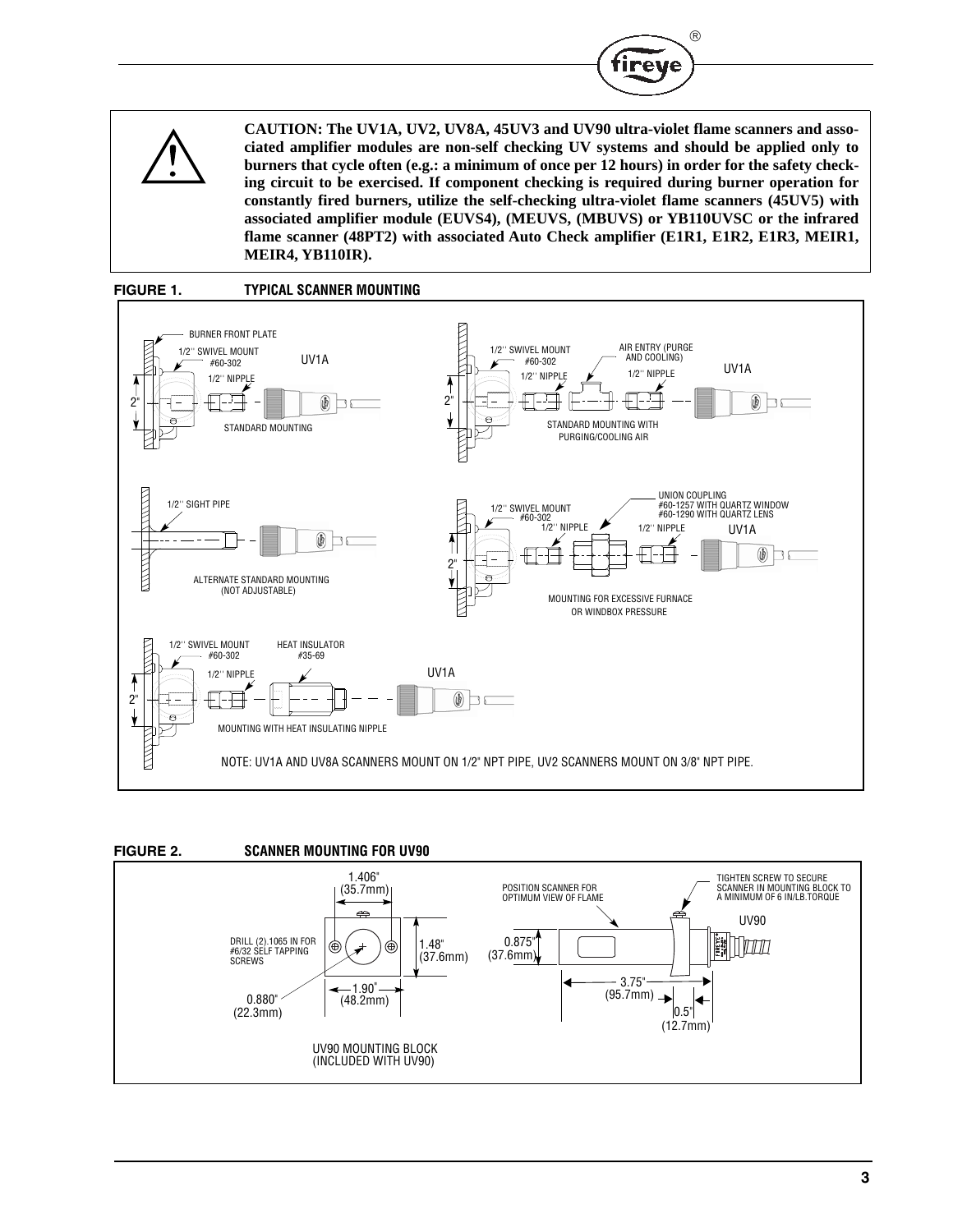**CAUTION: The UV1A, UV2, UV8A, 45UV3 and UV90 ultra-violet flame scanners and associated amplifier modules are non-self checking UV systems and should be applied only to burners that cycle often (e.g.: a minimum of once per 12 hours) in order for the safety checking circuit to be exercised. If component checking is required during burner operation for constantly fired burners, utilize the self-checking ultra-violet flame scanners (45UV5) with associated amplifier module (EUVS4), (MEUVS, (MBUVS) or YB110UVSC or the infrared flame scanner (48PT2) with associated Auto Check amplifier (E1R1, E1R2, E1R3, MEIR1, MEIR4, YB110IR).**

**FIGURE 1. TYPICAL SCANNER MOUNTING**

BURNER FRONT PLATE
1/2" SWIVEL MOUNT #60-302
1/2" NIPPLE
UV1A
2"
STANDARD MOUNTING

1/2" SWIVEL MOUNT #60-302
1/2" NIPPLE
AIR ENTRY (PURGE AND COOLING)
1/2" NIPPLE
UV1A
2"
STANDARD MOUNTING WITH PURGING/COOLING AIR

1/2" SIGHT PIPE
ALTERNATE STANDARD MOUNTING (NOT ADJUSTABLE)

1/2" SWIVEL MOUNT #60-302
1/2" NIPPLE
UNION COUPLING #60-1257 WITH QUARTZ WINDOW #60-1290 WITH QUARTZ LENS
1/2" NIPPLE
UV1A
2"
MOUNTING FOR EXCESSIVE FURNACE OR WINDBOX PRESSURE

1/2" SWIVEL MOUNT #60-302
1/2" NIPPLE
HEAT INSULATOR #35-69
UV1A
2"
MOUNTING WITH HEAT INSULATING NIPPLE

NOTE: UV1A AND UV8A SCANNERS MOUNT ON 1/2" NPT PIPE, UV2 SCANNERS MOUNT ON 3/8" NPT PIPE.

**FIGURE 2. SCANNER MOUNTING FOR UV90**

1.406" (35.7mm)
1.48" (37.6mm)
DRILL (2).1065 IN FOR #6/32 SELF TAPPING SCREWS
0.880" (22.3mm)
1.90" (48.2mm)
UV90 MOUNTING BLOCK (INCLUDED WITH UV90)

POSITION SCANNER FOR OPTIMUM VIEW OF FLAME
TIGHTEN SCREW TO SECURE SCANNER IN MOUNTING BLOCK TO A MINIMUM OF 6 IN/LB.TORQUE
UV90
0.875" (37.6mm)
3.75" (95.7mm)
0.5" (12.7mm)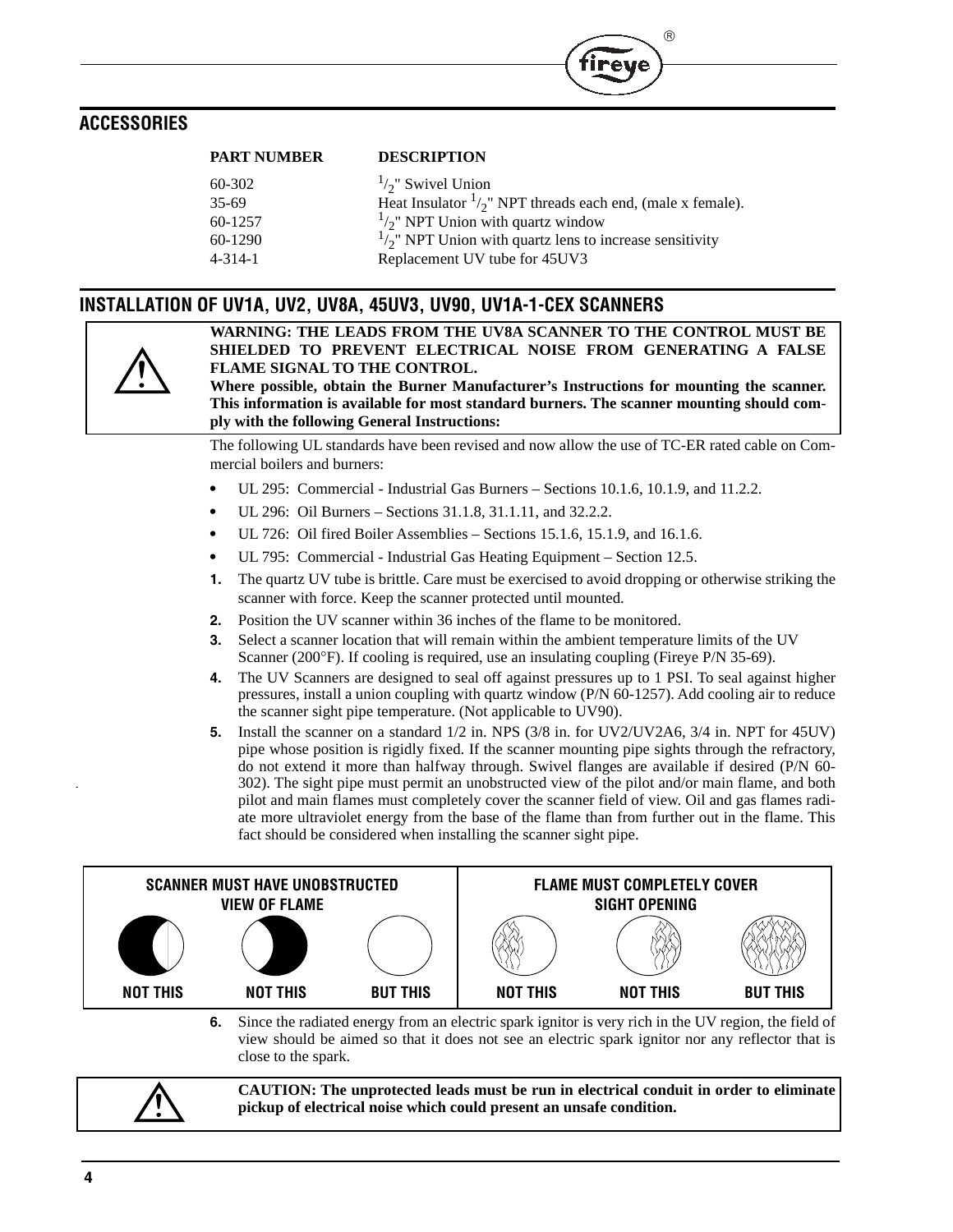## ACCESSORIES

| PART NUMBER | DESCRIPTION |
|---|---|
| 60-302 | 1/2" Swivel Union |
| 35-69 | Heat Insulator 1/2" NPT threads each end, (male x female). |
| 60-1257 | 1/2" NPT Union with quartz window |
| 60-1290 | 1/2" NPT Union with quartz lens to increase sensitivity |
| 4-314-1 | Replacement UV tube for 45UV3 |

## INSTALLATION OF UV1A, UV2, UV8A, 45UV3, UV90, UV1A-1-CEX SCANNERS

**WARNING: THE LEADS FROM THE UV8A SCANNER TO THE CONTROL MUST BE SHIELDED TO PREVENT ELECTRICAL NOISE FROM GENERATING A FALSE FLAME SIGNAL TO THE CONTROL.**

**Where possible, obtain the Burner Manufacturer's Instructions for mounting the scanner. This information is available for most standard burners. The scanner mounting should comply with the following General Instructions:**

The following UL standards have been revised and now allow the use of TC-ER rated cable on Commercial boilers and burners:

- UL 295: Commercial - Industrial Gas Burners – Sections 10.1.6, 10.1.9, and 11.2.2.
- UL 296: Oil Burners – Sections 31.1.8, 31.1.11, and 32.2.2.
- UL 726: Oil fired Boiler Assemblies – Sections 15.1.6, 15.1.9, and 16.1.6.
- UL 795: Commercial - Industrial Gas Heating Equipment – Section 12.5.

1. The quartz UV tube is brittle. Care must be exercised to avoid dropping or otherwise striking the scanner with force. Keep the scanner protected until mounted.
2. Position the UV scanner within 36 inches of the flame to be monitored.
3. Select a scanner location that will remain within the ambient temperature limits of the UV Scanner (200°F). If cooling is required, use an insulating coupling (Fireye P/N 35-69).
4. The UV Scanners are designed to seal off against pressures up to 1 PSI. To seal against higher pressures, install a union coupling with quartz window (P/N 60-1257). Add cooling air to reduce the scanner sight pipe temperature. (Not applicable to UV90).
5. Install the scanner on a standard 1/2 in. NPS (3/8 in. for UV2/UV2A6, 3/4 in. NPT for 45UV) pipe whose position is rigidly fixed. If the scanner mounting pipe sights through the refractory, do not extend it more than halfway through. Swivel flanges are available if desired (P/N 60-302). The sight pipe must permit an unobstructed view of the pilot and/or main flame, and both pilot and main flames must completely cover the scanner field of view. Oil and gas flames radiate more ultraviolet energy from the base of the flame than from further out in the flame. This fact should be considered when installing the scanner sight pipe.

| SCANNER MUST HAVE UNOBSTRUCTED VIEW OF FLAME | | | FLAME MUST COMPLETELY COVER SIGHT OPENING | | |
|---|---|---|---|---|---|
| NOT THIS | NOT THIS | BUT THIS | NOT THIS | NOT THIS | BUT THIS |

6. Since the radiated energy from an electric spark ignitor is very rich in the UV region, the field of view should be aimed so that it does not see an electric spark ignitor nor any reflector that is close to the spark.

**CAUTION: The unprotected leads must be run in electrical conduit in order to eliminate pickup of electrical noise which could present an unsafe condition.**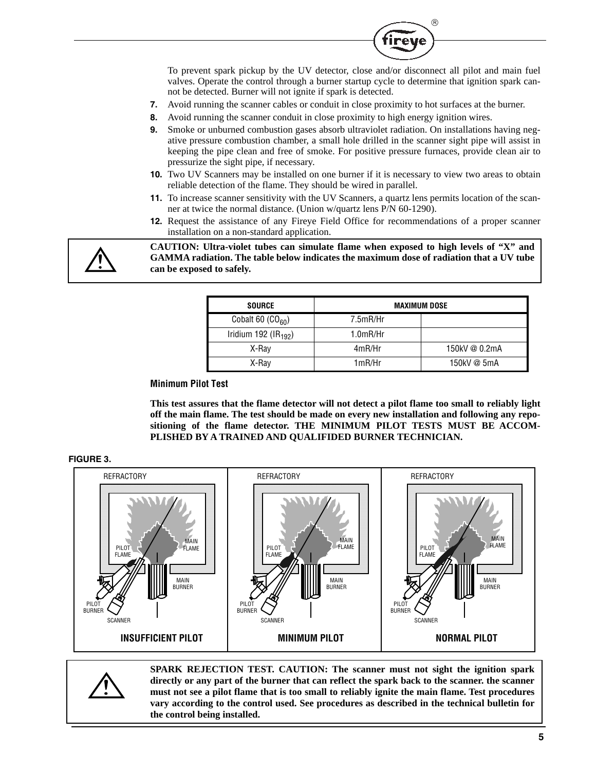To prevent spark pickup by the UV detector, close and/or disconnect all pilot and main fuel valves. Operate the control through a burner startup cycle to determine that ignition spark cannot be detected. Burner will not ignite if spark is detected.

7. Avoid running the scanner cables or conduit in close proximity to hot surfaces at the burner.
8. Avoid running the scanner conduit in close proximity to high energy ignition wires.
9. Smoke or unburned combustion gases absorb ultraviolet radiation. On installations having negative pressure combustion chamber, a small hole drilled in the scanner sight pipe will assist in keeping the pipe clean and free of smoke. For positive pressure furnaces, provide clean air to pressurize the sight pipe, if necessary.
10. Two UV Scanners may be installed on one burner if it is necessary to view two areas to obtain reliable detection of the flame. They should be wired in parallel.
11. To increase scanner sensitivity with the UV Scanners, a quartz lens permits location of the scanner at twice the normal distance. (Union w/quartz lens P/N 60-1290).
12. Request the assistance of any Fireye Field Office for recommendations of a proper scanner installation on a non-standard application.

**CAUTION: Ultra-violet tubes can simulate flame when exposed to high levels of "X" and GAMMA radiation. The table below indicates the maximum dose of radiation that a UV tube can be exposed to safely.**

| SOURCE | MAXIMUM DOSE | |
|---|---|---|
| Cobalt 60 ($CO_{60}$) | 7.5mR/Hr | |
| Iridium 192 ($IR_{192}$) | 1.0mR/Hr | |
| X-Ray | 4mR/Hr | 150kV @ 0.2mA |
| X-Ray | 1mR/Hr | 150kV @ 5mA |

### Minimum Pilot Test

**This test assures that the flame detector will not detect a pilot flame too small to reliably light off the main flame. The test should be made on every new installation and following any repositioning of the flame detector. THE MINIMUM PILOT TESTS MUST BE ACCOMPLISHED BY A TRAINED AND QUALIFIDED BURNER TECHNICIAN.**

**FIGURE 3.**

REFRACTORY, PILOT FLAME, MAIN FLAME, MAIN BURNER, PILOT BURNER, SCANNER

INSUFFICIENT PILOT | MINIMUM PILOT | NORMAL PILOT

**SPARK REJECTION TEST. CAUTION: The scanner must not sight the ignition spark directly or any part of the burner that can reflect the spark back to the scanner. the scanner must not see a pilot flame that is too small to reliably ignite the main flame. Test procedures vary according to the control used. See procedures as described in the technical bulletin for the control being installed.**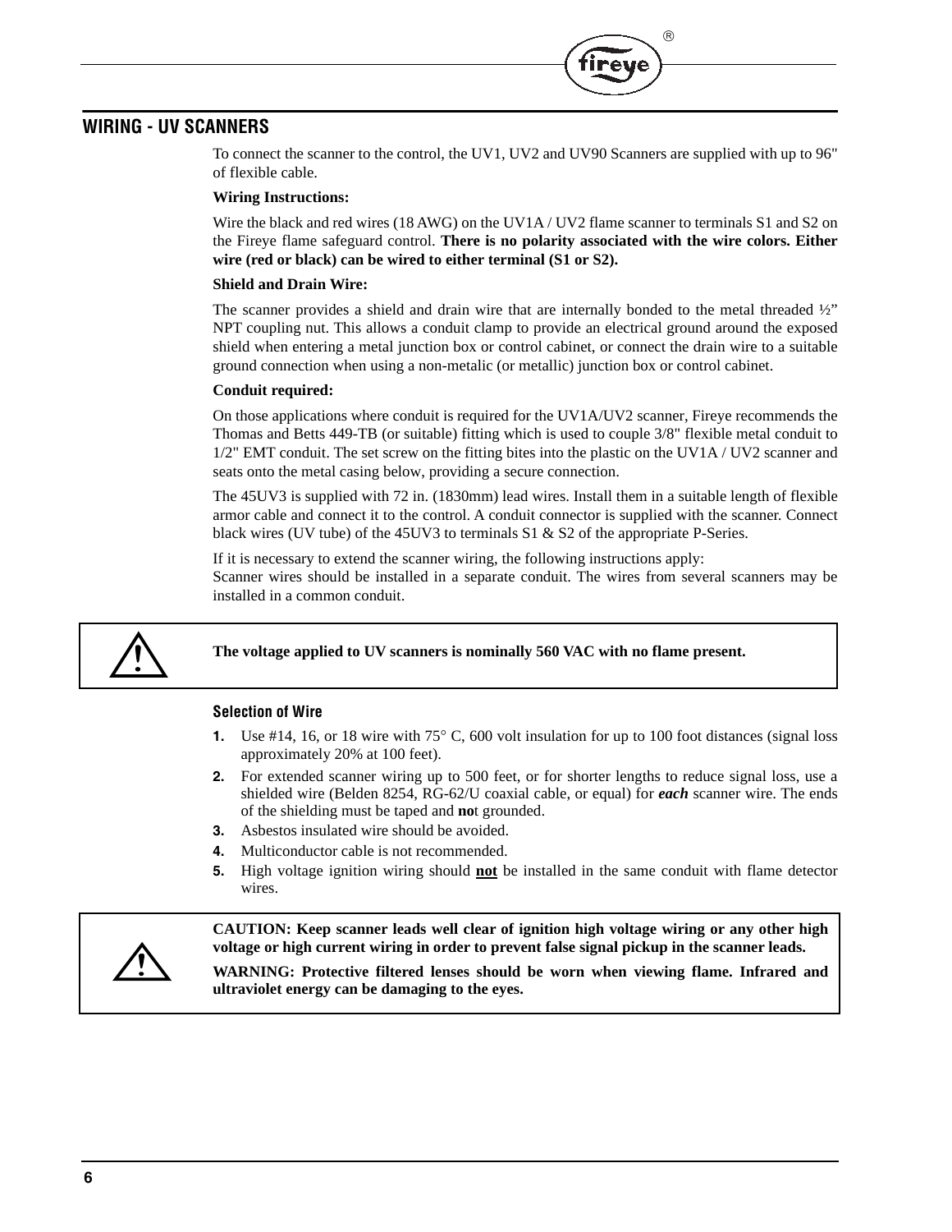## WIRING - UV SCANNERS

To connect the scanner to the control, the UV1, UV2 and UV90 Scanners are supplied with up to 96" of flexible cable.

**Wiring Instructions:**

Wire the black and red wires (18 AWG) on the UV1A / UV2 flame scanner to terminals S1 and S2 on the Fireye flame safeguard control. **There is no polarity associated with the wire colors. Either wire (red or black) can be wired to either terminal (S1 or S2).**

**Shield and Drain Wire:**

The scanner provides a shield and drain wire that are internally bonded to the metal threaded ½" NPT coupling nut. This allows a conduit clamp to provide an electrical ground around the exposed shield when entering a metal junction box or control cabinet, or connect the drain wire to a suitable ground connection when using a non-metalic (or metallic) junction box or control cabinet.

**Conduit required:**

On those applications where conduit is required for the UV1A/UV2 scanner, Fireye recommends the Thomas and Betts 449-TB (or suitable) fitting which is used to couple 3/8" flexible metal conduit to 1/2" EMT conduit. The set screw on the fitting bites into the plastic on the UV1A / UV2 scanner and seats onto the metal casing below, providing a secure connection.

The 45UV3 is supplied with 72 in. (1830mm) lead wires. Install them in a suitable length of flexible armor cable and connect it to the control. A conduit connector is supplied with the scanner. Connect black wires (UV tube) of the 45UV3 to terminals S1 & S2 of the appropriate P-Series.

If it is necessary to extend the scanner wiring, the following instructions apply:
Scanner wires should be installed in a separate conduit. The wires from several scanners may be installed in a common conduit.

> **The voltage applied to UV scanners is nominally 560 VAC with no flame present.**

### Selection of Wire

1. Use #14, 16, or 18 wire with 75° C, 600 volt insulation for up to 100 foot distances (signal loss approximately 20% at 100 feet).
2. For extended scanner wiring up to 500 feet, or for shorter lengths to reduce signal loss, use a shielded wire (Belden 8254, RG-62/U coaxial cable, or equal) for ***each*** scanner wire. The ends of the shielding must be taped and **no**t grounded.
3. Asbestos insulated wire should be avoided.
4. Multiconductor cable is not recommended.
5. High voltage ignition wiring should **not** be installed in the same conduit with flame detector wires.

> **CAUTION: Keep scanner leads well clear of ignition high voltage wiring or any other high voltage or high current wiring in order to prevent false signal pickup in the scanner leads.**
>
> **WARNING: Protective filtered lenses should be worn when viewing flame. Infrared and ultraviolet energy can be damaging to the eyes.**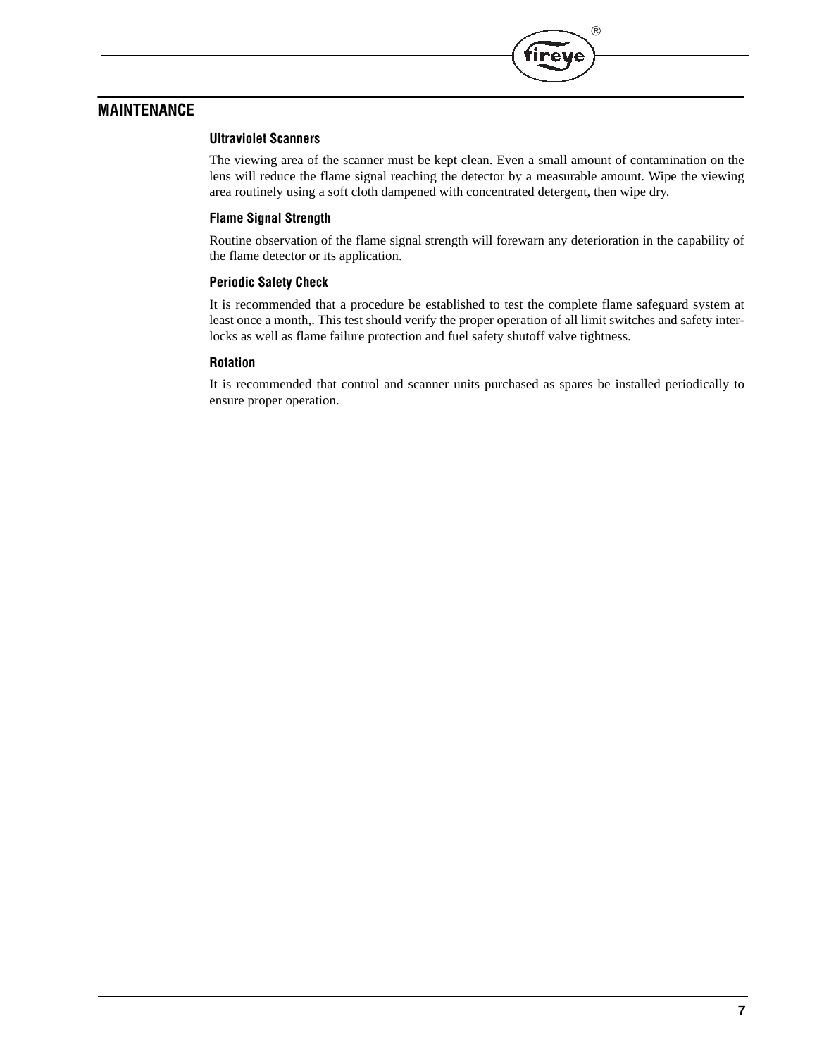## MAINTENANCE

### Ultraviolet Scanners

The viewing area of the scanner must be kept clean. Even a small amount of contamination on the lens will reduce the flame signal reaching the detector by a measurable amount. Wipe the viewing area routinely using a soft cloth dampened with concentrated detergent, then wipe dry.

### Flame Signal Strength

Routine observation of the flame signal strength will forewarn any deterioration in the capability of the flame detector or its application.

### Periodic Safety Check

It is recommended that a procedure be established to test the complete flame safeguard system at least once a month,. This test should verify the proper operation of all limit switches and safety interlocks as well as flame failure protection and fuel safety shutoff valve tightness.

### Rotation

It is recommended that control and scanner units purchased as spares be installed periodically to ensure proper operation.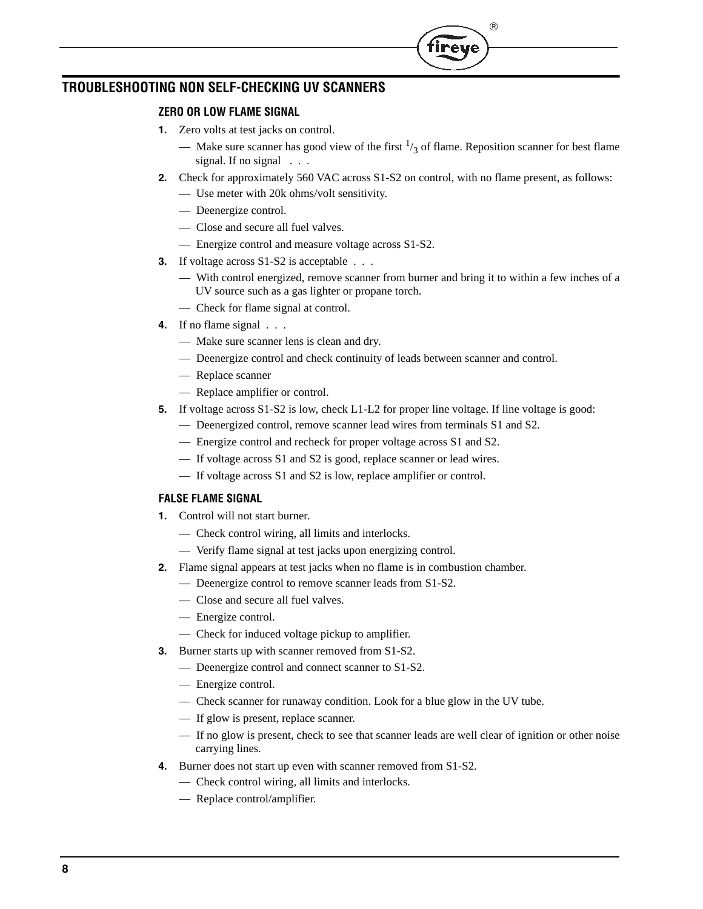## TROUBLESHOOTING NON SELF-CHECKING UV SCANNERS

### ZERO OR LOW FLAME SIGNAL

1. Zero volts at test jacks on control.
   - — Make sure scanner has good view of the first $^1/_3$ of flame. Reposition scanner for best flame signal. If no signal . . .
2. Check for approximately 560 VAC across S1-S2 on control, with no flame present, as follows:
   - — Use meter with 20k ohms/volt sensitivity.
   - — Deenergize control.
   - — Close and secure all fuel valves.
   - — Energize control and measure voltage across S1-S2.
3. If voltage across S1-S2 is acceptable . . .
   - — With control energized, remove scanner from burner and bring it to within a few inches of a UV source such as a gas lighter or propane torch.
   - — Check for flame signal at control.
4. If no flame signal . . .
   - — Make sure scanner lens is clean and dry.
   - — Deenergize control and check continuity of leads between scanner and control.
   - — Replace scanner
   - — Replace amplifier or control.
5. If voltage across S1-S2 is low, check L1-L2 for proper line voltage. If line voltage is good:
   - — Deenergized control, remove scanner lead wires from terminals S1 and S2.
   - — Energize control and recheck for proper voltage across S1 and S2.
   - — If voltage across S1 and S2 is good, replace scanner or lead wires.
   - — If voltage across S1 and S2 is low, replace amplifier or control.

### FALSE FLAME SIGNAL

1. Control will not start burner.
   - — Check control wiring, all limits and interlocks.
   - — Verify flame signal at test jacks upon energizing control.
2. Flame signal appears at test jacks when no flame is in combustion chamber.
   - — Deenergize control to remove scanner leads from S1-S2.
   - — Close and secure all fuel valves.
   - — Energize control.
   - — Check for induced voltage pickup to amplifier.
3. Burner starts up with scanner removed from S1-S2.
   - — Deenergize control and connect scanner to S1-S2.
   - — Energize control.
   - — Check scanner for runaway condition. Look for a blue glow in the UV tube.
   - — If glow is present, replace scanner.
   - — If no glow is present, check to see that scanner leads are well clear of ignition or other noise carrying lines.
4. Burner does not start up even with scanner removed from S1-S2.
   - — Check control wiring, all limits and interlocks.
   - — Replace control/amplifier.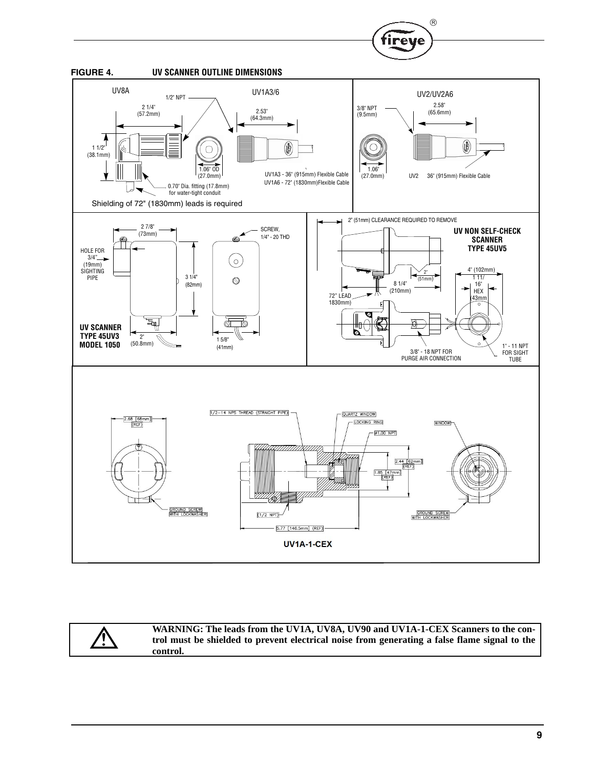**FIGURE 4. UV SCANNER OUTLINE DIMENSIONS**

UV8A

1/2" NPT

2 1/4" (57.2mm)

1 1/2" (38.1mm)

1.06" OD (27.0mm)

0.70" Dia. fitting (17.8mm) for water-tight conduit

Shielding of 72" (1830mm) leads is required

UV1A3/6

2.53" (64.3mm)

UV1A3 - 36" (915mm) Flexible Cable
UV1A6 - 72" (1830mm)Flexible Cable

UV2/UV2A6

3/8" NPT (9.5mm)

2.58" (65.6mm)

1.06" (27.0mm)

UV2 36" (915mm) Flexible Cable

**UV SCANNER TYPE 45UV3 MODEL 1050**

2 7/8" (73mm)

HOLE FOR 3/4" (19mm) SIGHTING PIPE

3 1/4" (82mm)

SCREW, 1/4" - 20 THD

2" (50.8mm)

1 5/8" (41mm)

**UV NON SELF-CHECK SCANNER TYPE 45UV5**

2" (51mm) CLEARANCE REQUIRED TO REMOVE

4" (102mm)

2" (51mm)

8 1/4" (210mm)

1 11/16" HEX (43mm)

72" LEAD 1830mm)

3/8" - 18 NPT FOR PURGE AIR CONNECTION

1" - 11 NPT FOR SIGHT TUBE

**UV1A-1-CEX**

2.68 [68mm] (REF)

1/2-14 NPS THREAD (STRAIGHT PIPE)

QUARTZ WINDOW

LOCKING RING

ø1.00 NPT

2.44 [62mm] (REF)

1.85 [47mm] (REF)

(1/2 NPT)

5.77 [146.5mm] (REF)

WINDOW

GROUND SCREW WITH LOCKWASHER

**WARNING: The leads from the UV1A, UV8A, UV90 and UV1A-1-CEX Scanners to the control must be shielded to prevent electrical noise from generating a false flame signal to the control.**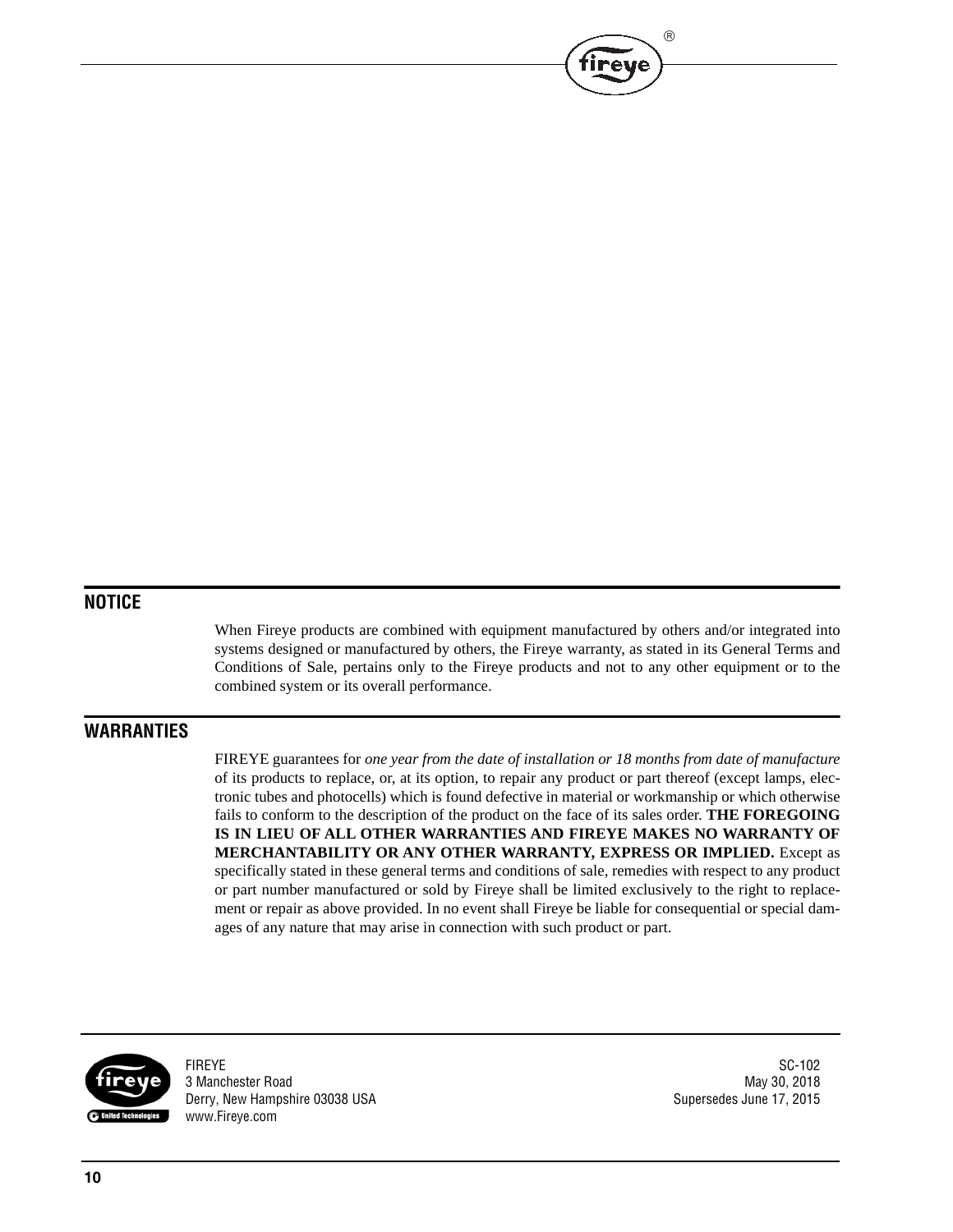## NOTICE

When Fireye products are combined with equipment manufactured by others and/or integrated into systems designed or manufactured by others, the Fireye warranty, as stated in its General Terms and Conditions of Sale, pertains only to the Fireye products and not to any other equipment or to the combined system or its overall performance.

## WARRANTIES

FIREYE guarantees for *one year from the date of installation or 18 months from date of manufacture* of its products to replace, or, at its option, to repair any product or part thereof (except lamps, electronic tubes and photocells) which is found defective in material or workmanship or which otherwise fails to conform to the description of the product on the face of its sales order. **THE FOREGOING IS IN LIEU OF ALL OTHER WARRANTIES AND FIREYE MAKES NO WARRANTY OF MERCHANTABILITY OR ANY OTHER WARRANTY, EXPRESS OR IMPLIED.** Except as specifically stated in these general terms and conditions of sale, remedies with respect to any product or part number manufactured or sold by Fireye shall be limited exclusively to the right to replacement or repair as above provided. In no event shall Fireye be liable for consequential or special damages of any nature that may arise in connection with such product or part.

FIREYE
3 Manchester Road
Derry, New Hampshire 03038 USA
www.Fireye.com

SC-102
May 30, 2018
Supersedes June 17, 2015